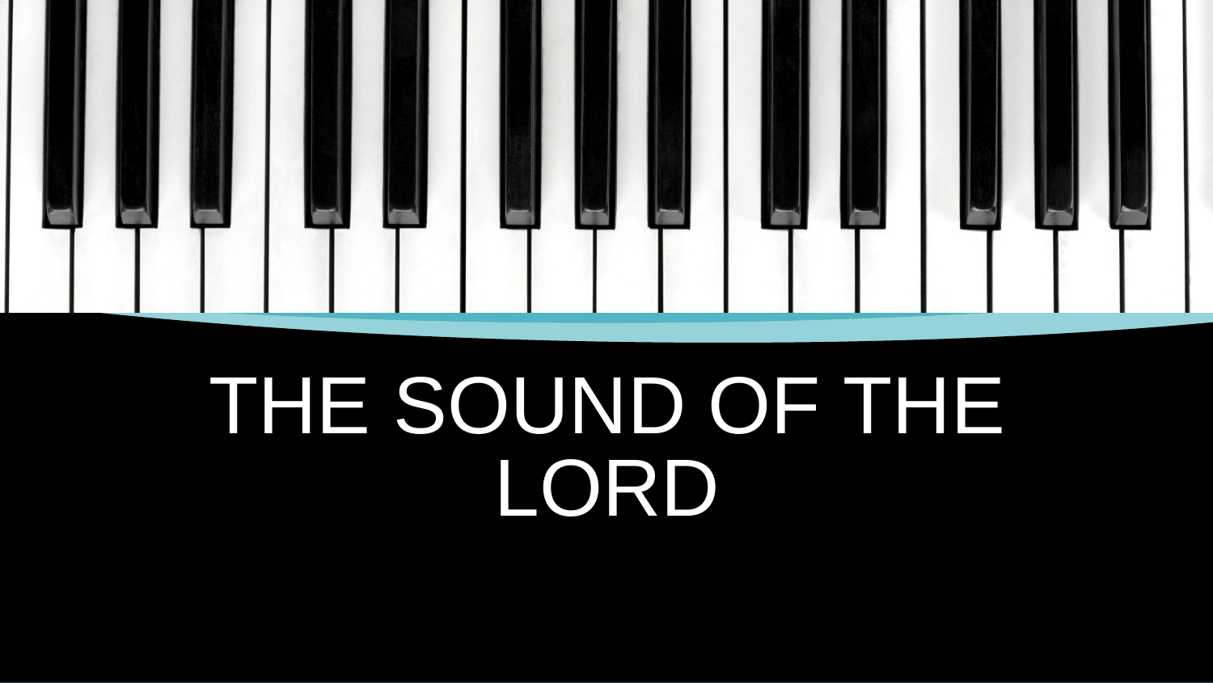# THE SOUND OF THE LORD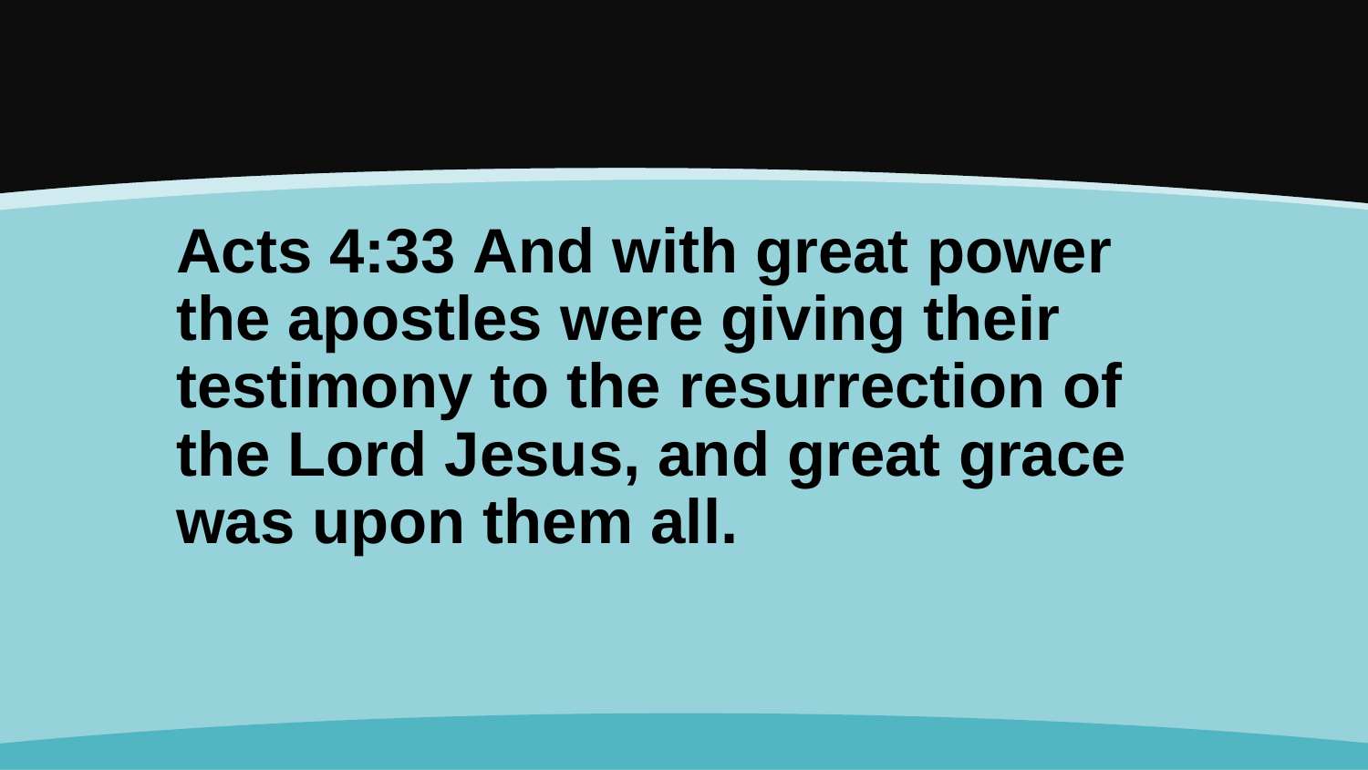**Acts 4:33 And with great power the apostles were giving their testimony to the resurrection of the Lord Jesus, and great grace was upon them all.**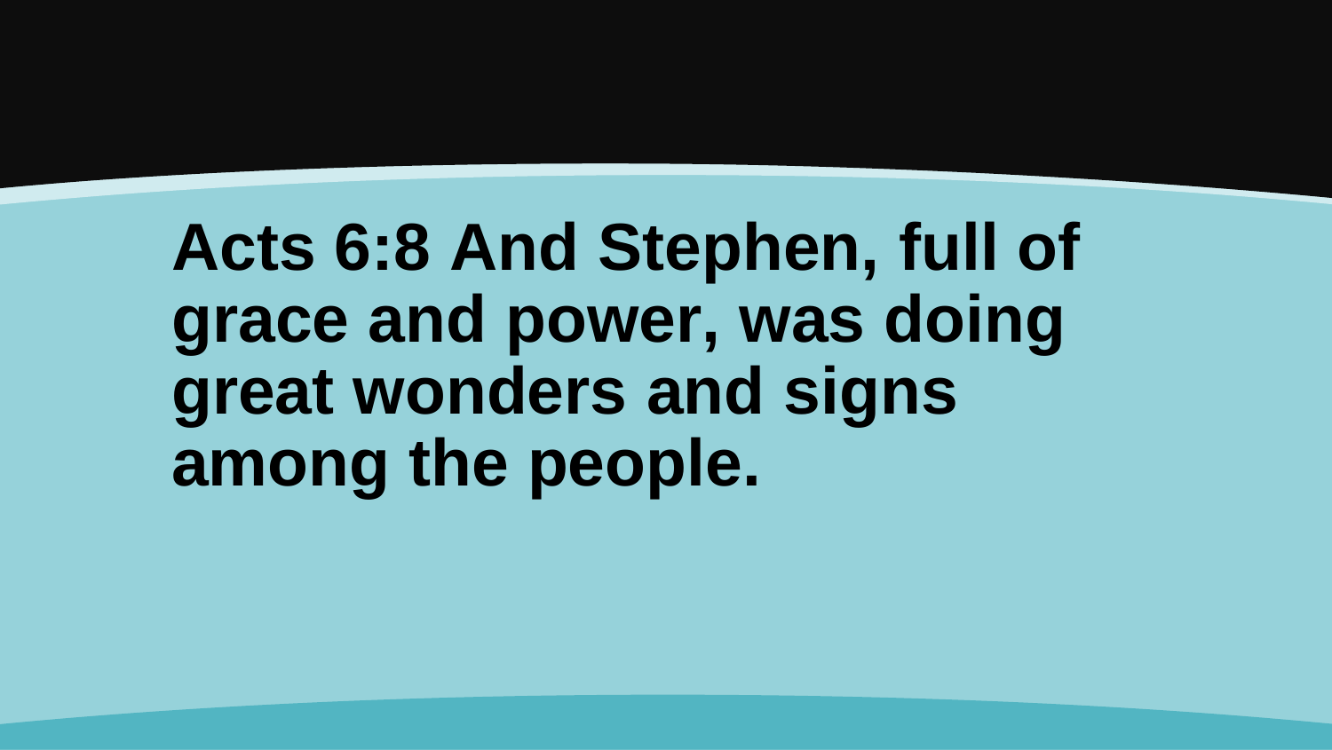**Acts 6:8 And Stephen, full of grace and power, was doing great wonders and signs among the people.**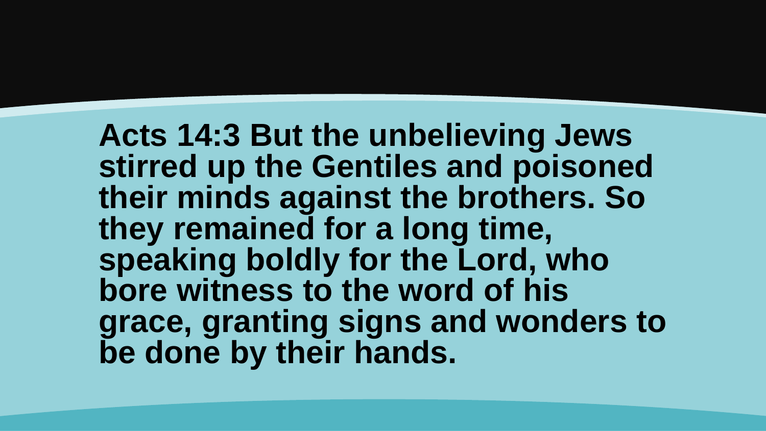**Acts 14:3 But the unbelieving Jews stirred up the Gentiles and poisoned their minds against the brothers. So they remained for a long time, speaking boldly for the Lord, who bore witness to the word of his grace, granting signs and wonders to be done by their hands.**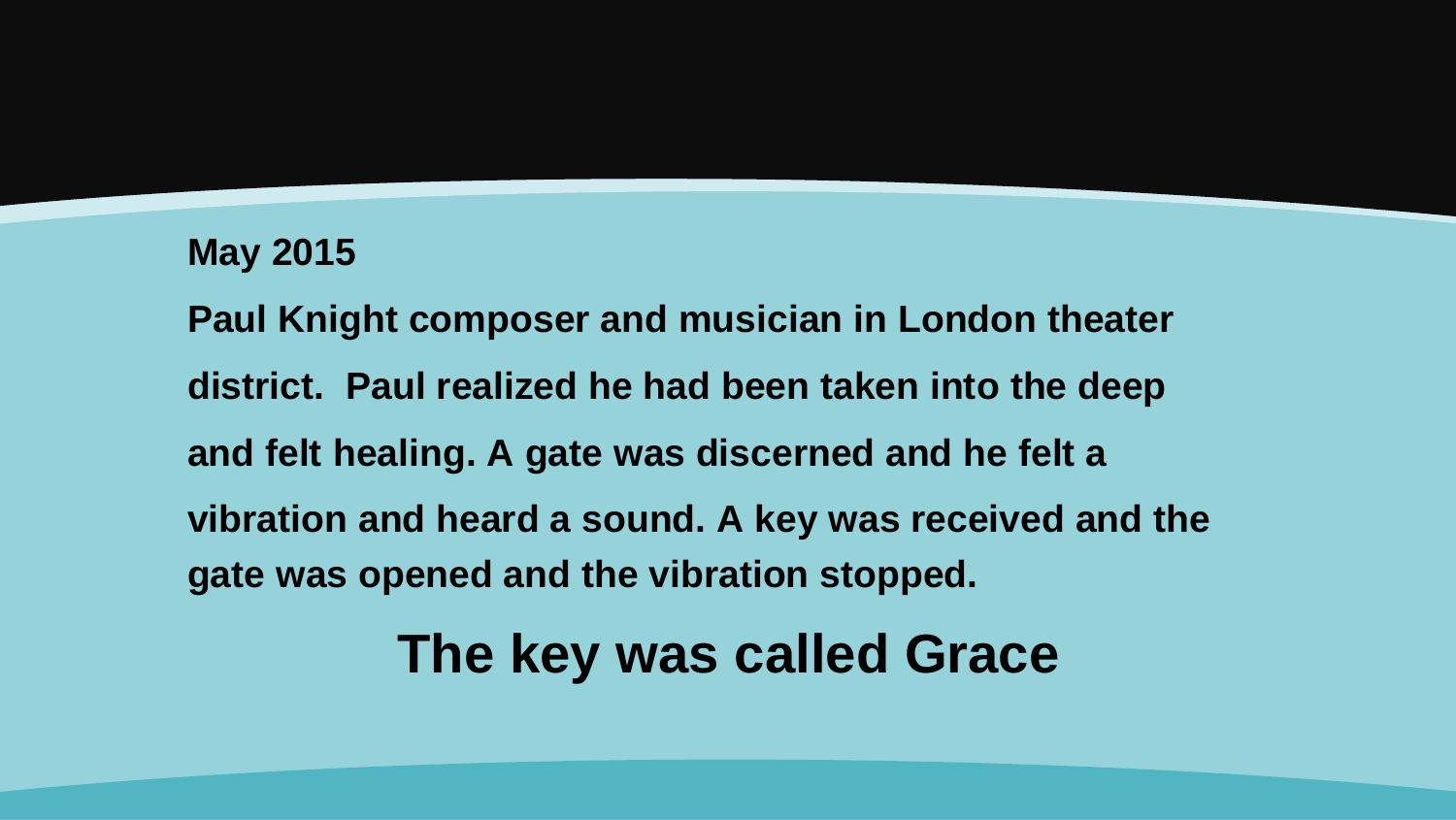**May 2015**

**Paul Knight composer and musician in London theater district. Paul realized he had been taken into the deep and felt healing. A gate was discerned and he felt a vibration and heard a sound. A key was received and the gate was opened and the vibration stopped.**

## The key was called Grace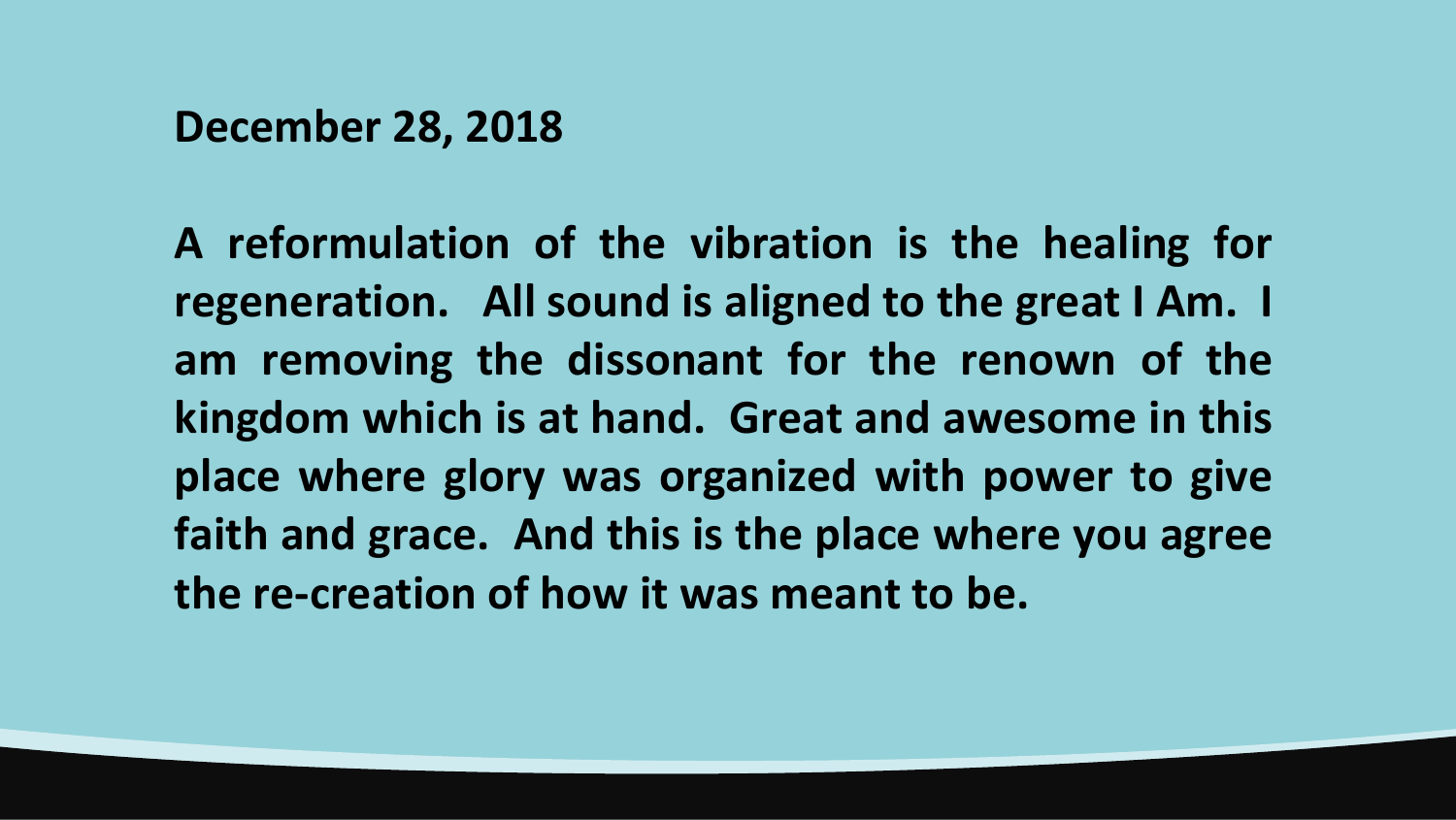**December 28, 2018**

**A reformulation of the vibration is the healing for regeneration. All sound is aligned to the great I Am. I am removing the dissonant for the renown of the kingdom which is at hand. Great and awesome in this place where glory was organized with power to give faith and grace. And this is the place where you agree the re-creation of how it was meant to be.**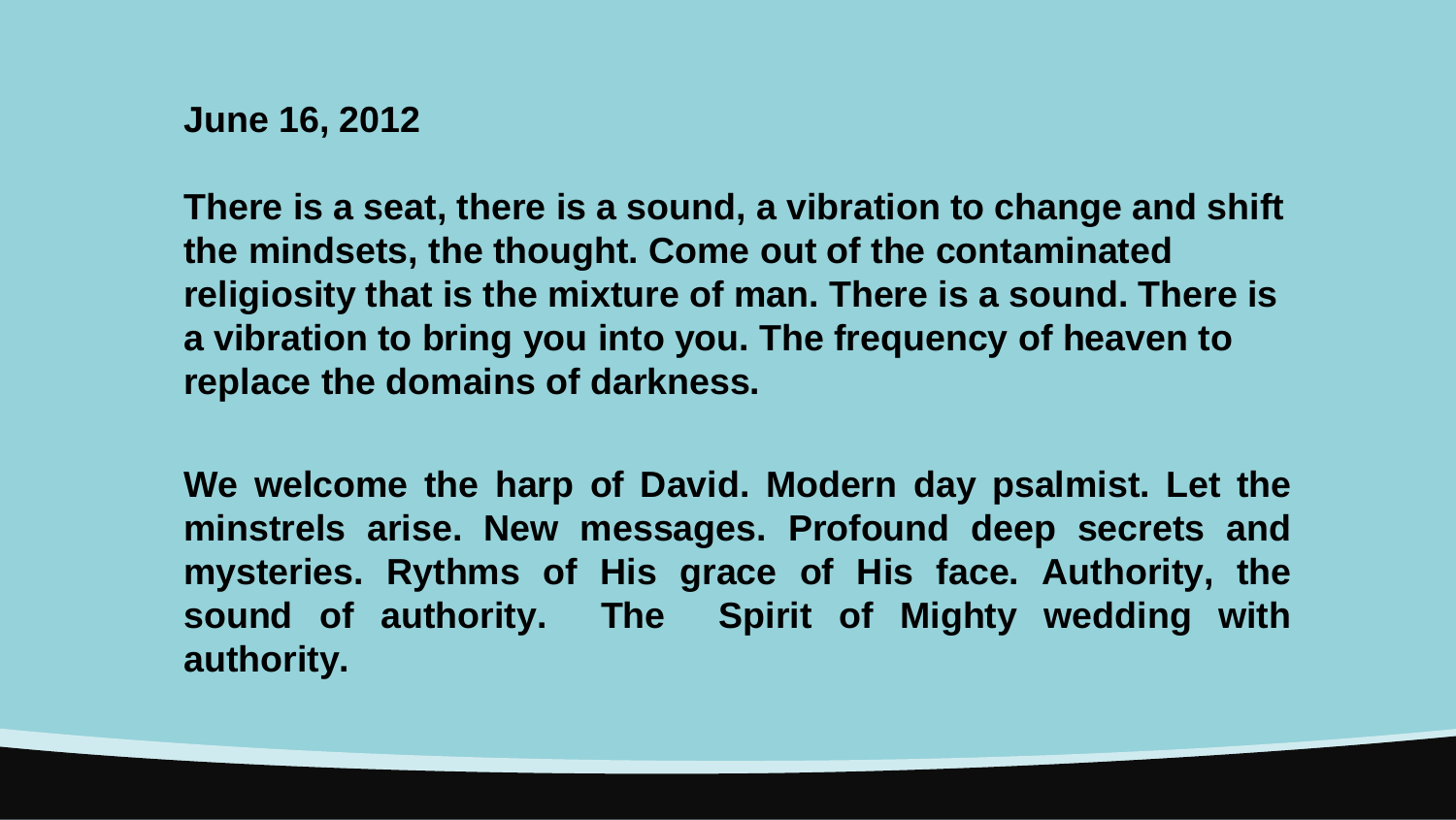**June 16, 2012**

**There is a seat, there is a sound, a vibration to change and shift the mindsets, the thought. Come out of the contaminated religiosity that is the mixture of man. There is a sound. There is a vibration to bring you into you. The frequency of heaven to replace the domains of darkness.**

**We welcome the harp of David. Modern day psalmist. Let the minstrels arise. New messages. Profound deep secrets and mysteries. Rythms of His grace of His face. Authority, the sound of authority. The Spirit of Mighty wedding with authority.**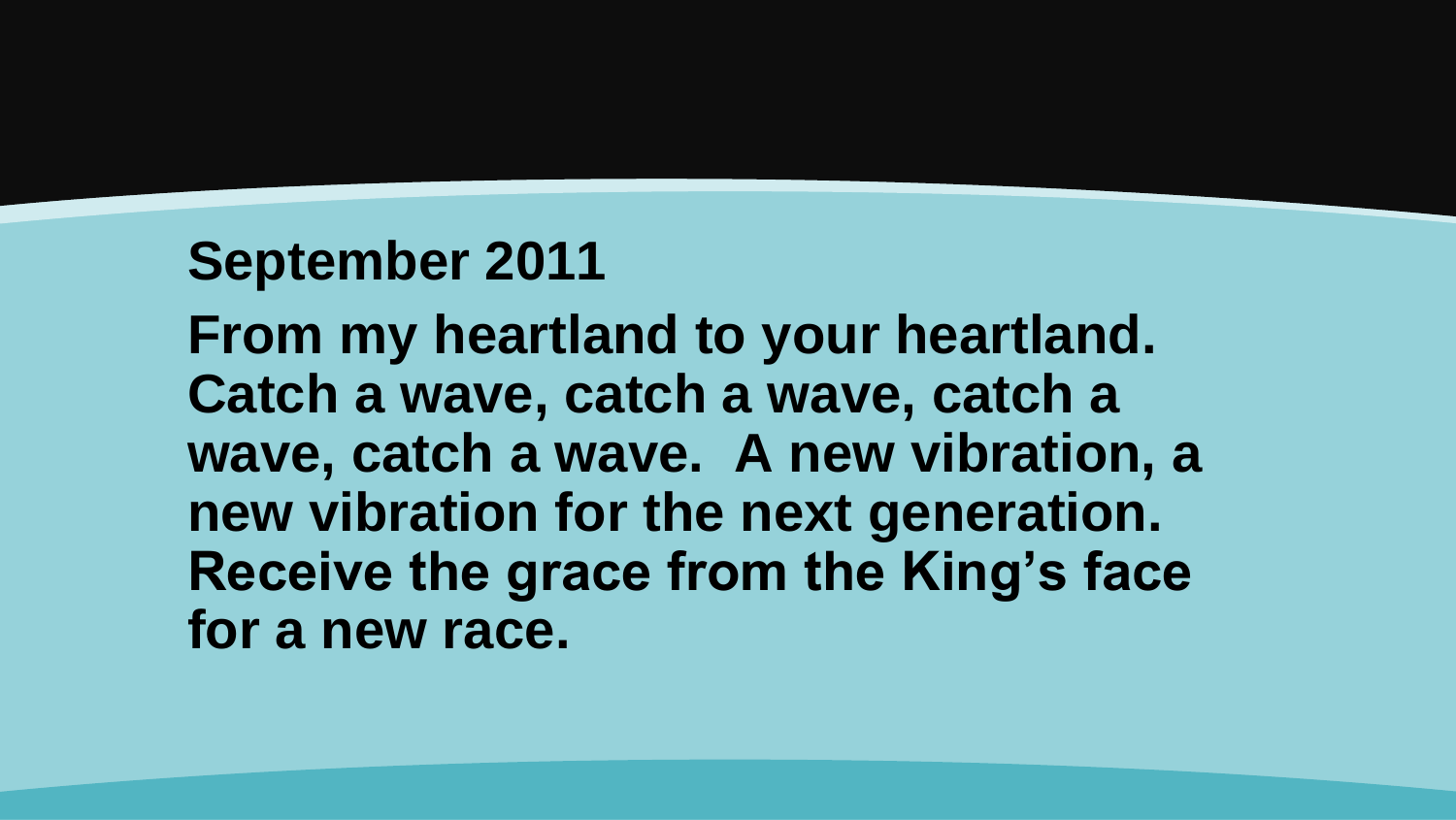**September 2011**

**From my heartland to your heartland. Catch a wave, catch a wave, catch a wave, catch a wave.  A new vibration, a new vibration for the next generation. Receive the grace from the King's face for a new race.**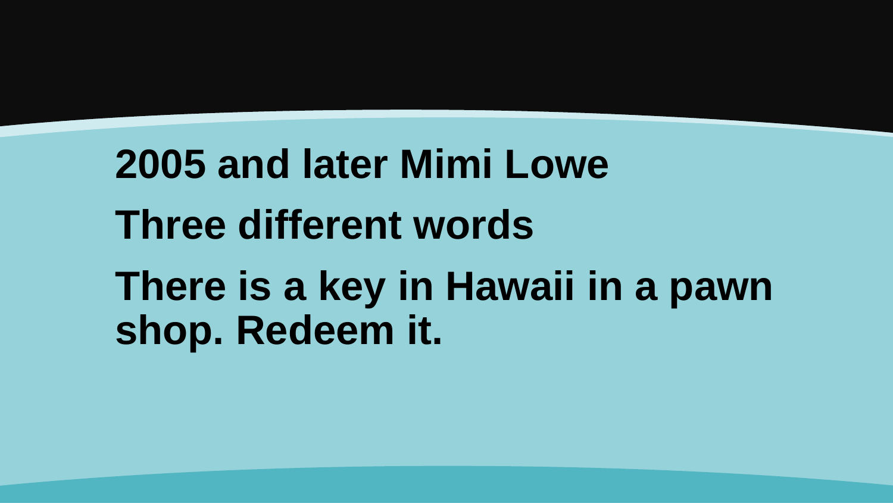**2005 and later Mimi Lowe**

**Three different words**

**There is a key in Hawaii in a pawn shop. Redeem it.**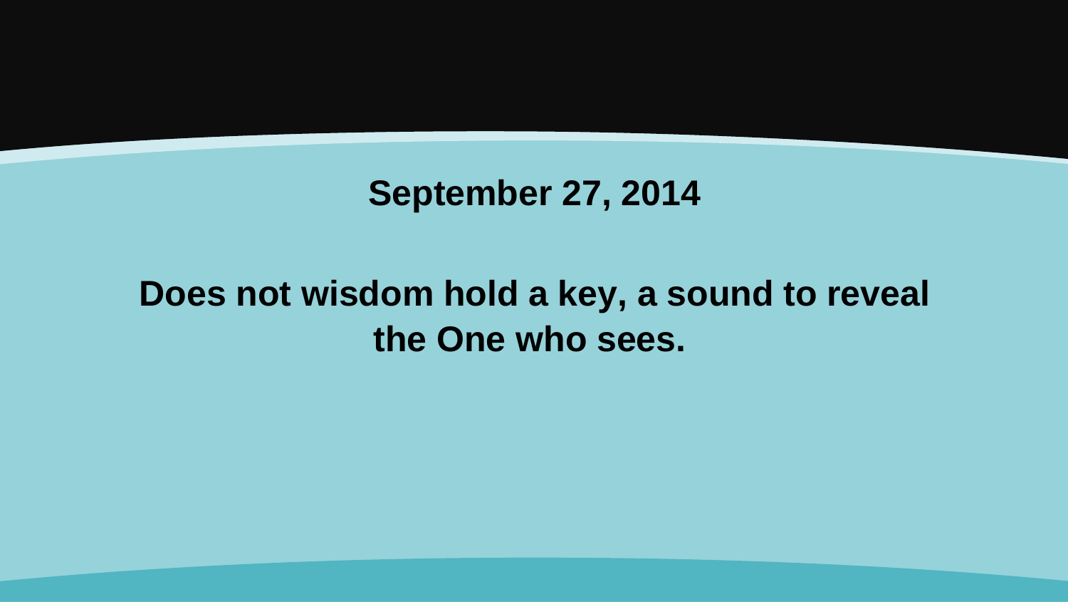**September 27, 2014**

**Does not wisdom hold a key, a sound to reveal the One who sees.**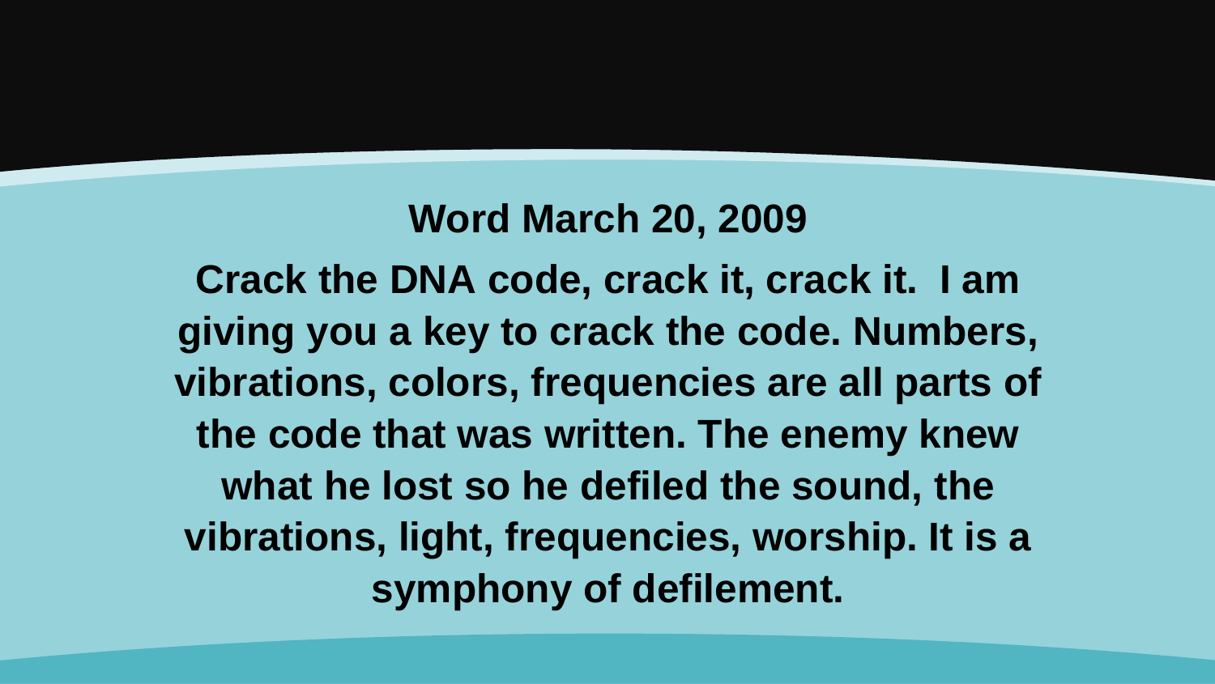**Word March 20, 2009**

**Crack the DNA code, crack it, crack it.  I am giving you a key to crack the code. Numbers, vibrations, colors, frequencies are all parts of the code that was written. The enemy knew what he lost so he defiled the sound, the vibrations, light, frequencies, worship. It is a symphony of defilement.**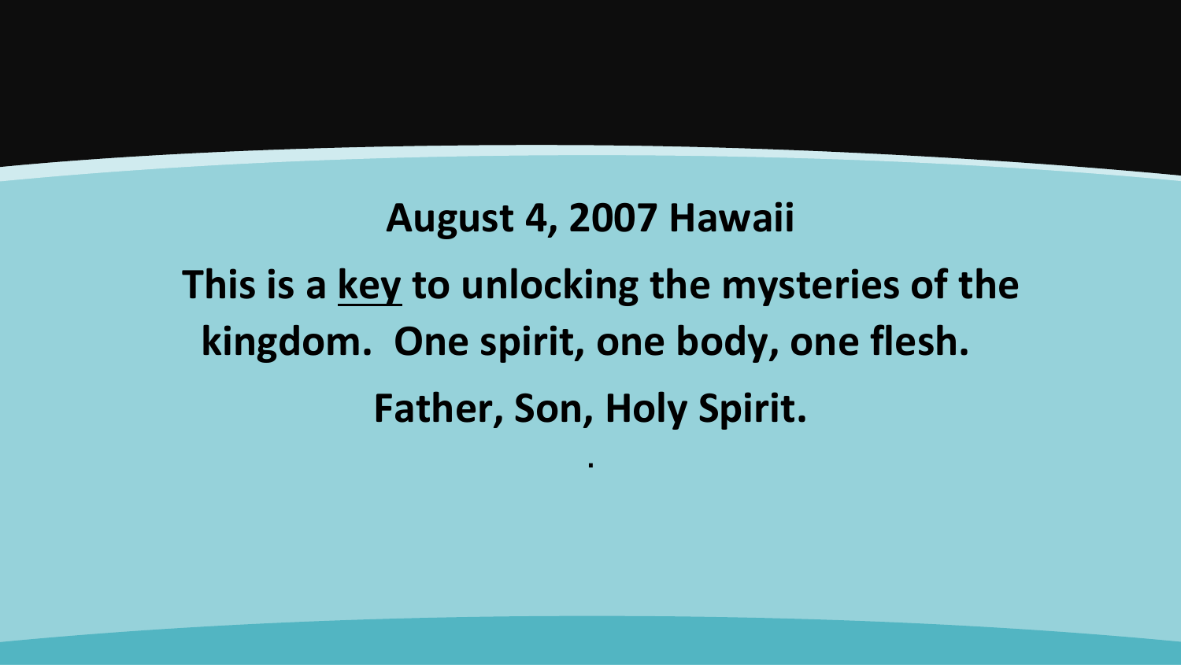**August 4, 2007 Hawaii**

**This is a <u>key</u> to unlocking the mysteries of the kingdom. One spirit, one body, one flesh.**

**Father, Son, Holy Spirit.**

.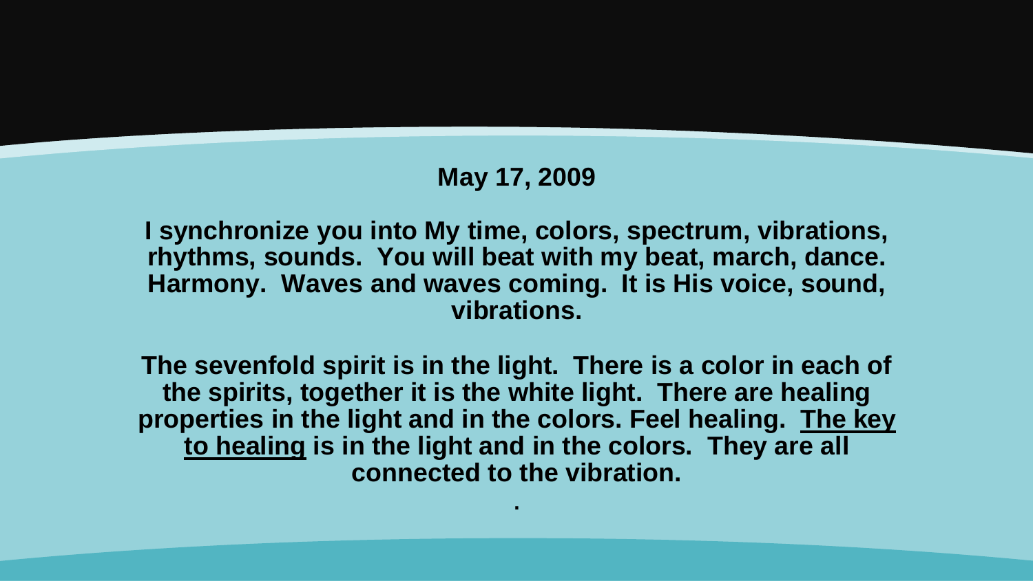**May 17, 2009**

**I synchronize you into My time, colors, spectrum, vibrations, rhythms, sounds. You will beat with my beat, march, dance. Harmony. Waves and waves coming. It is His voice, sound, vibrations.**

**The sevenfold spirit is in the light. There is a color in each of the spirits, together it is the white light. There are healing properties in the light and in the colors. Feel healing. <u>The key to healing</u> is in the light and in the colors. They are all connected to the vibration.**

**.**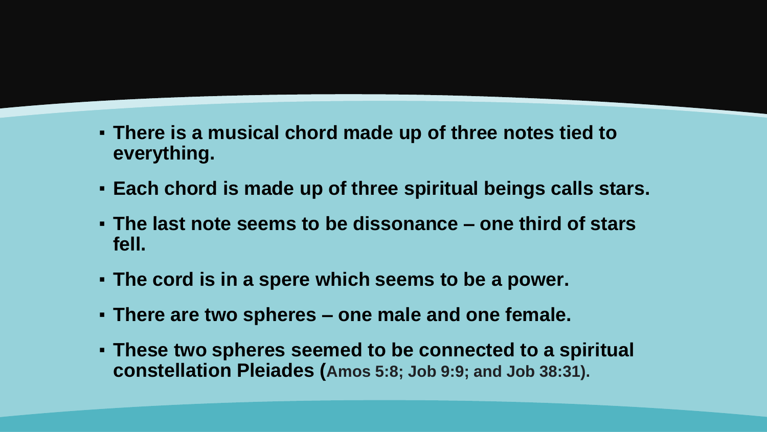- **There is a musical chord made up of three notes tied to everything.**
- **Each chord is made up of three spiritual beings calls stars.**
- **The last note seems to be dissonance – one third of stars fell.**
- **The cord is in a spere which seems to be a power.**
- **There are two spheres – one male and one female.**
- **These two spheres seemed to be connected to a spiritual constellation Pleiades (Amos 5:8; Job 9:9; and Job 38:31).**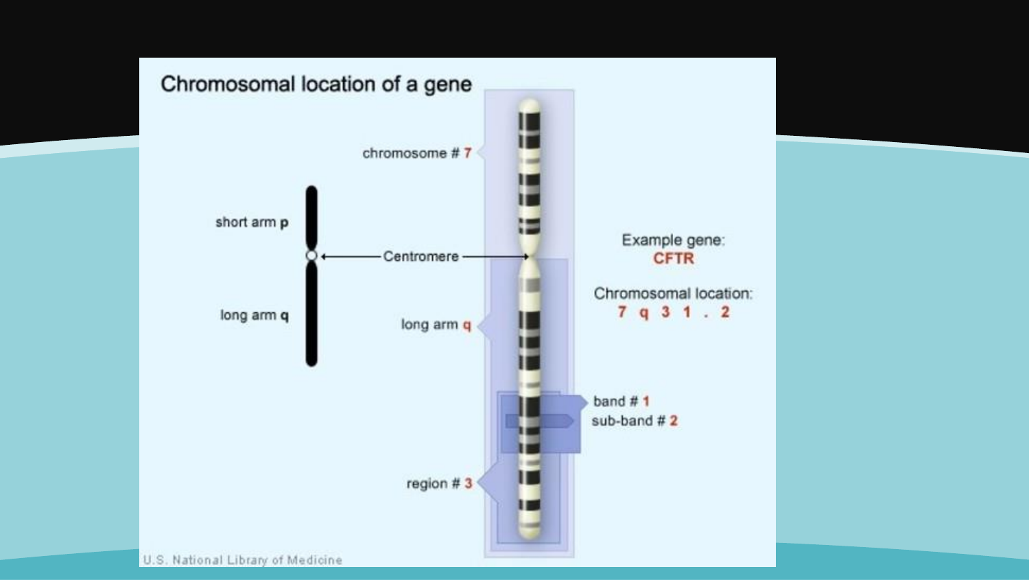# Chromosomal location of a gene

chromosome # 7

short arm p

Centromere

long arm q

long arm q

Example gene:
CFTR

Chromosomal location:
7 q 3 1 . 2

band # 1
sub-band # 2

region # 3

U.S. National Library of Medicine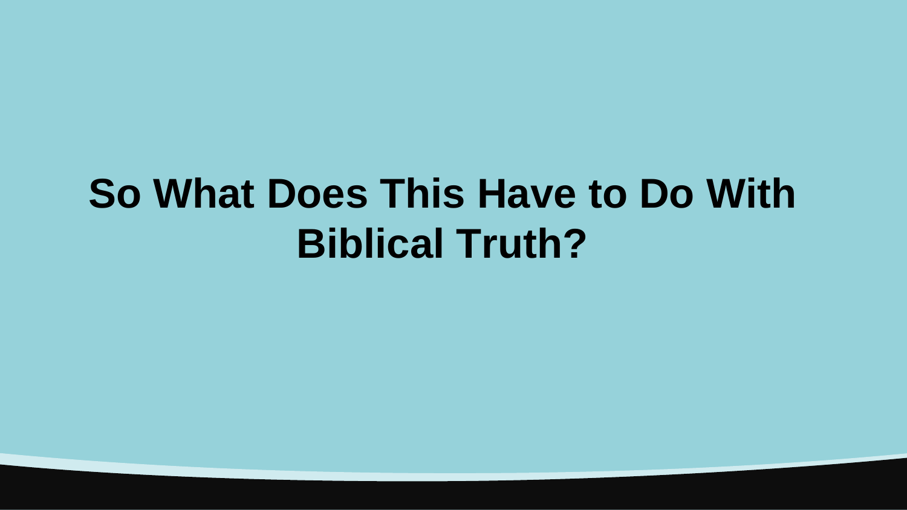# So What Does This Have to Do With Biblical Truth?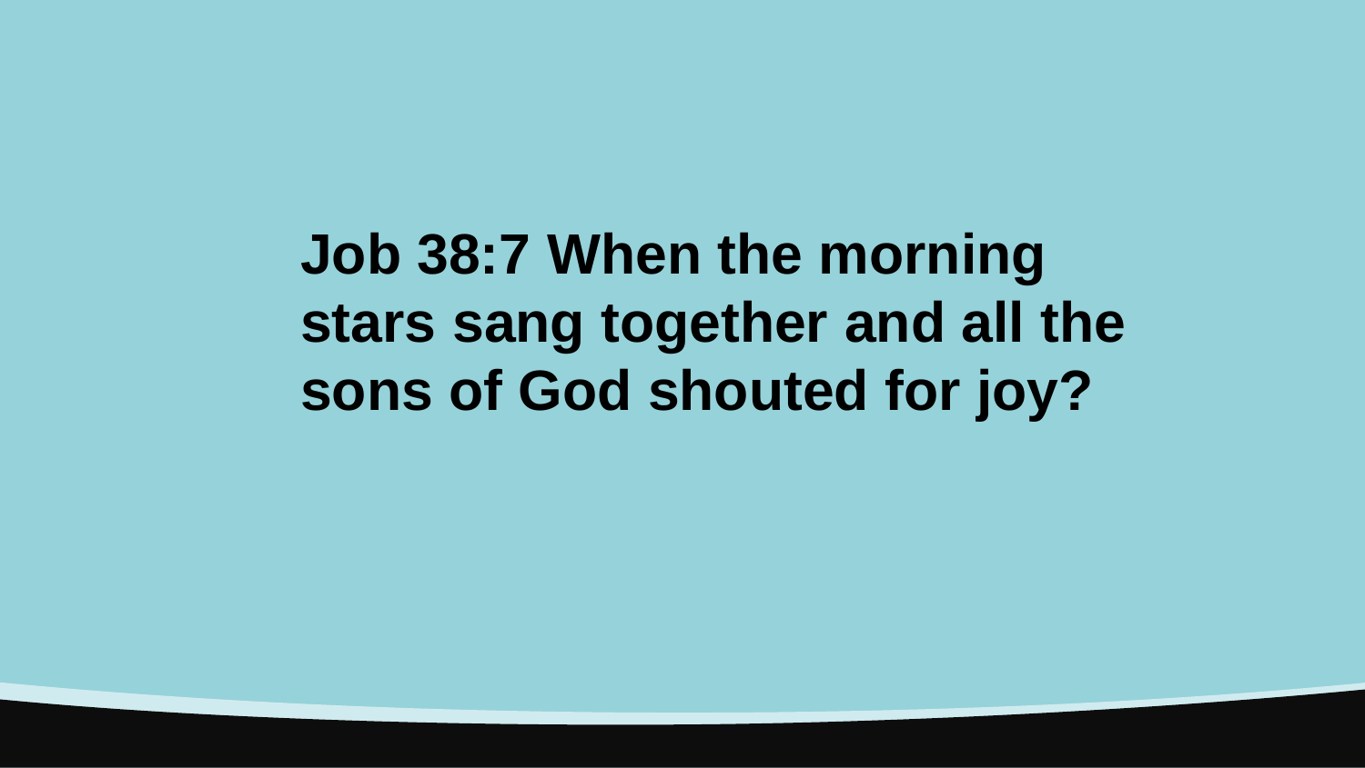**Job 38:7 When the morning stars sang together and all the sons of God shouted for joy?**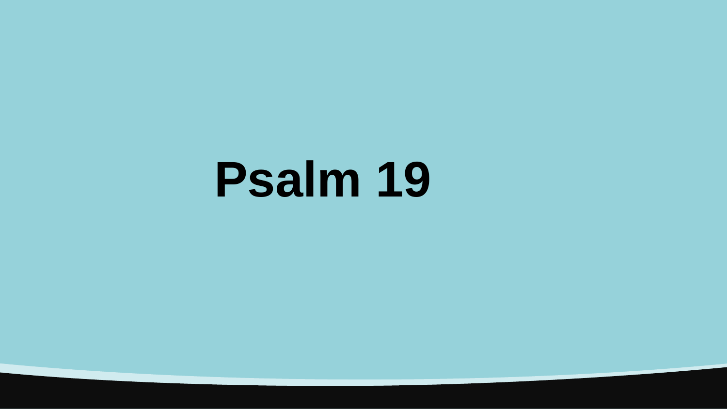# Psalm 19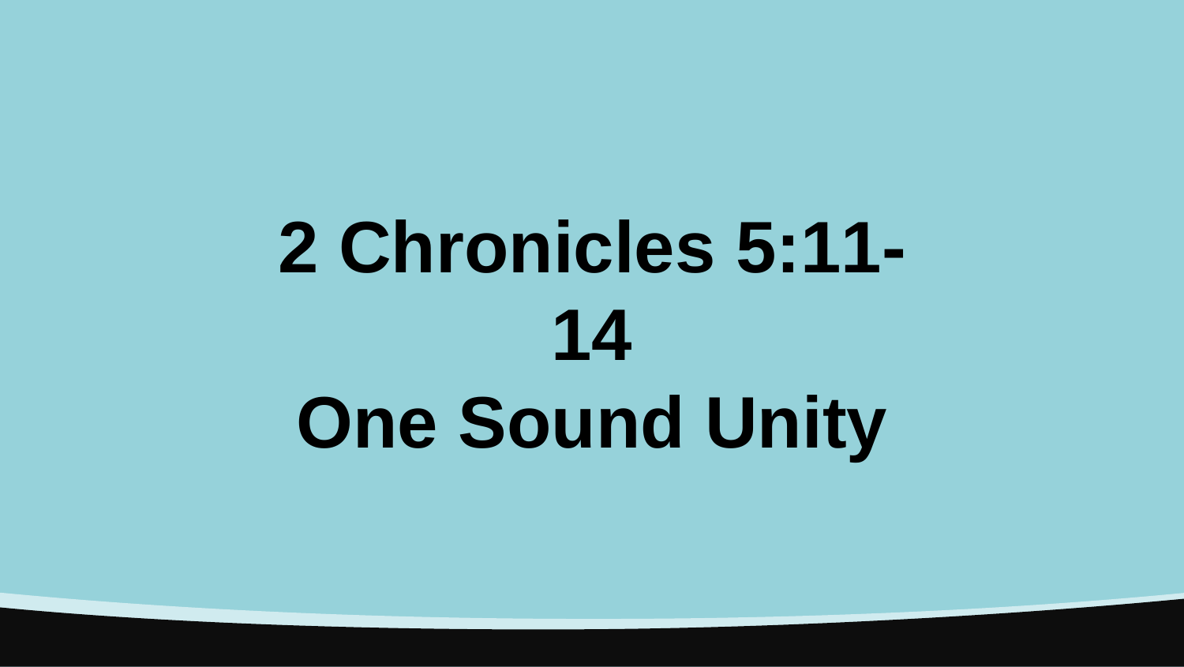# 2 Chronicles 5:11-14
# One Sound Unity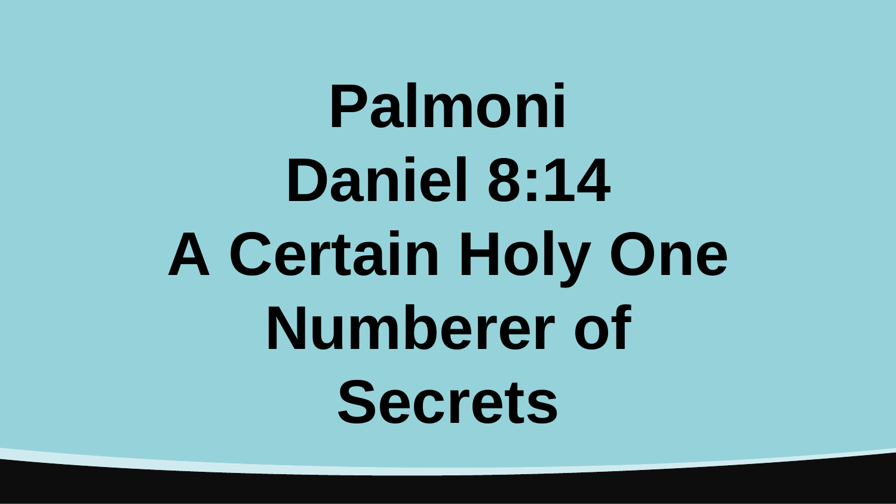# Palmoni
# Daniel 8:14
# A Certain Holy One
# Numberer of Secrets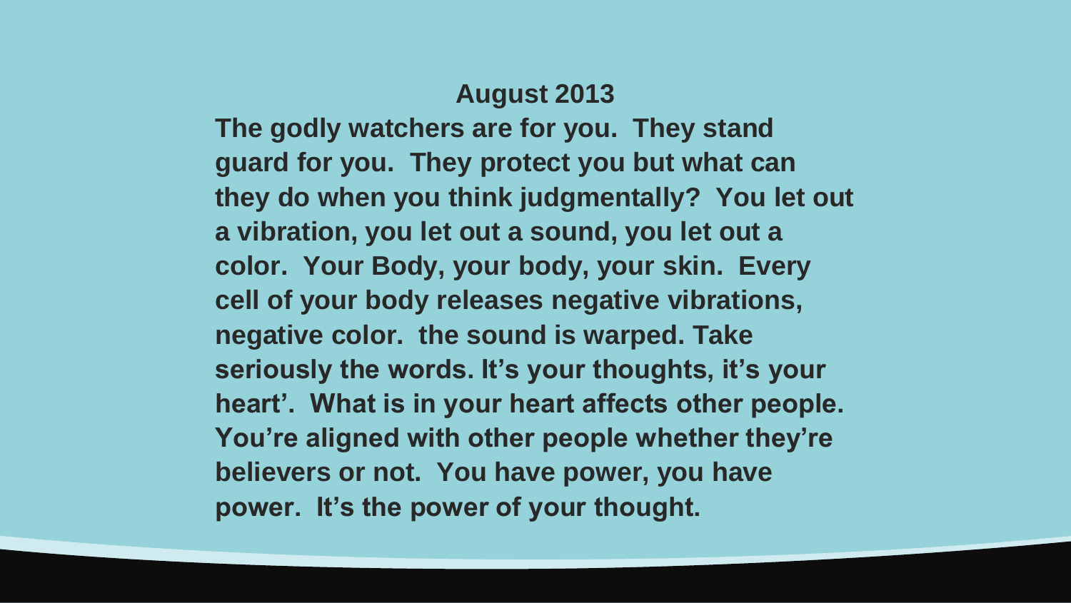**August 2013**

**The godly watchers are for you. They stand guard for you. They protect you but what can they do when you think judgmentally? You let out a vibration, you let out a sound, you let out a color. Your Body, your body, your skin. Every cell of your body releases negative vibrations, negative color. the sound is warped. Take seriously the words. It's your thoughts, it's your heart'. What is in your heart affects other people. You're aligned with other people whether they're believers or not. You have power, you have power. It's the power of your thought.**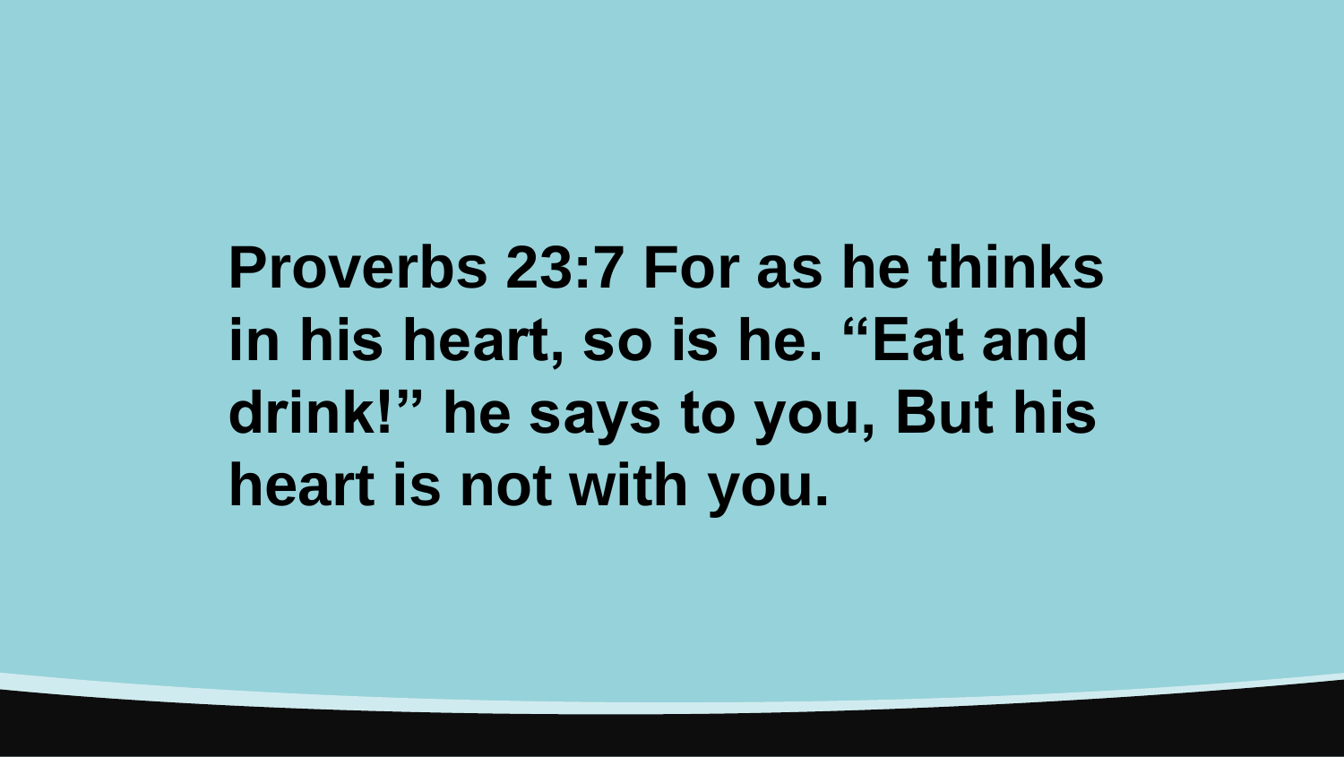**Proverbs 23:7 For as he thinks in his heart, so is he. “Eat and drink!” he says to you, But his heart is not with you.**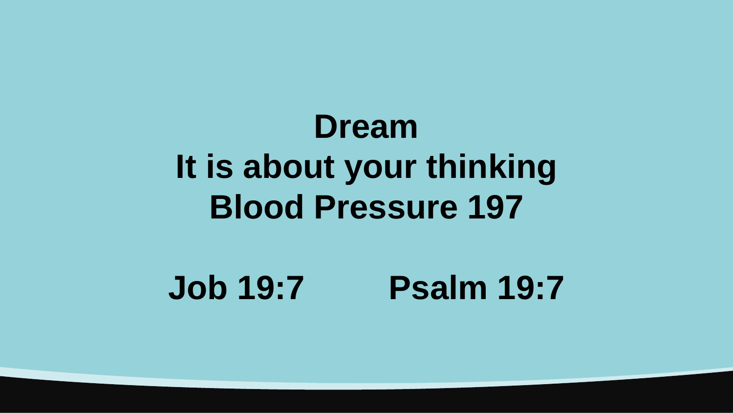**Dream**

**It is about your thinking**

**Blood Pressure 197**

**Job 19:7 Psalm 19:7**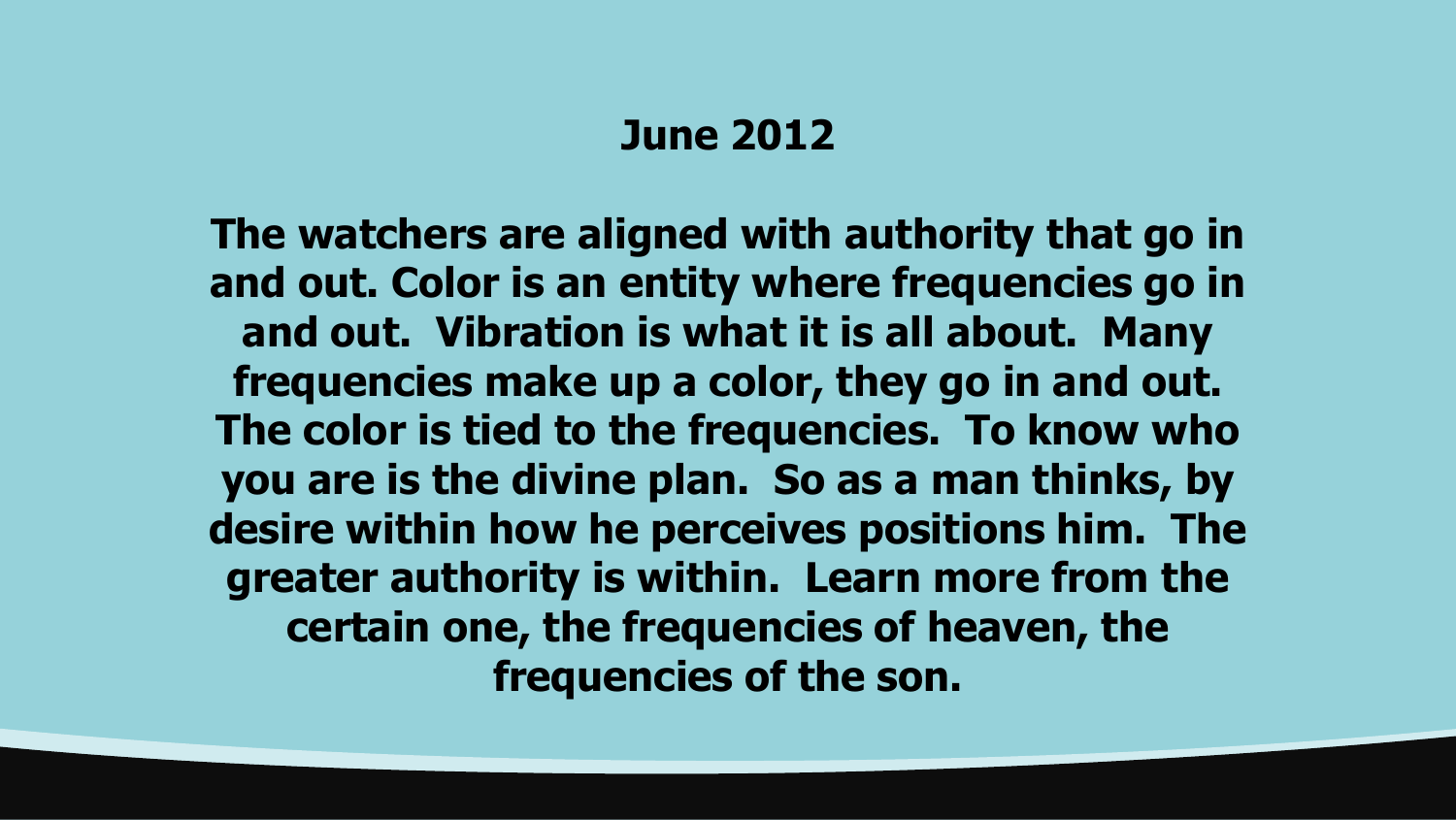**June 2012**

**The watchers are aligned with authority that go in and out. Color is an entity where frequencies go in and out. Vibration is what it is all about. Many frequencies make up a color, they go in and out. The color is tied to the frequencies. To know who you are is the divine plan. So as a man thinks, by desire within how he perceives positions him. The greater authority is within. Learn more from the certain one, the frequencies of heaven, the frequencies of the son.**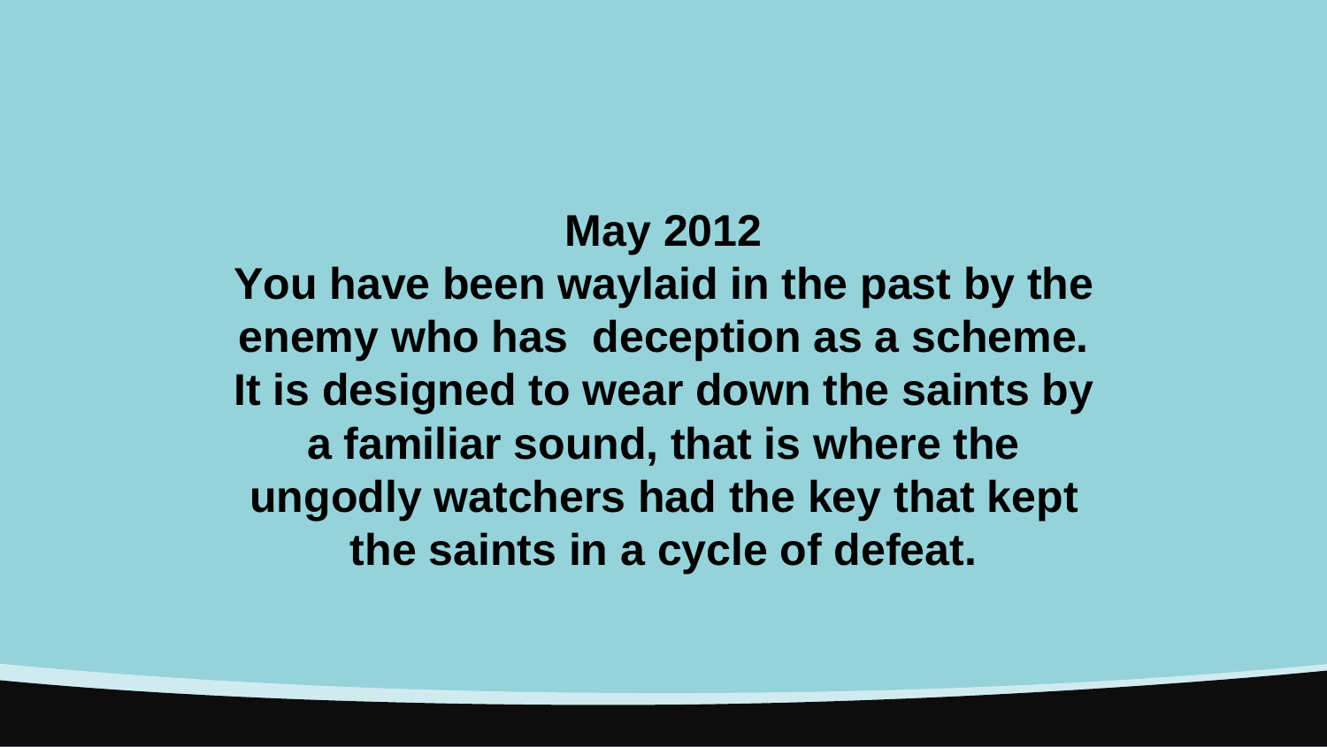**May 2012**

**You have been waylaid in the past by the enemy who has deception as a scheme. It is designed to wear down the saints by a familiar sound, that is where the ungodly watchers had the key that kept the saints in a cycle of defeat.**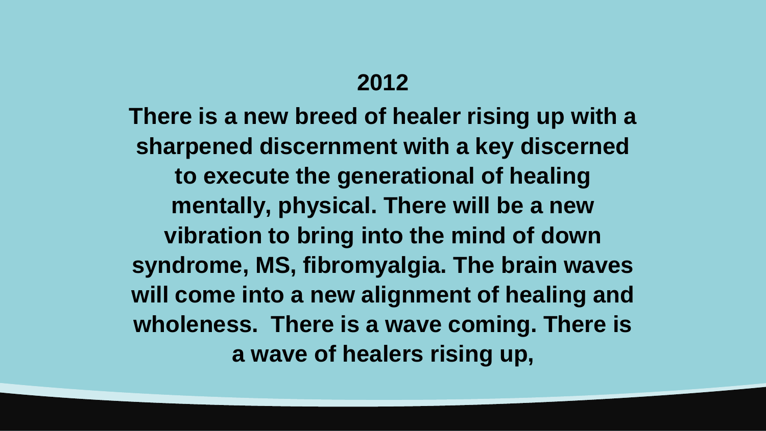**2012**

**There is a new breed of healer rising up with a sharpened discernment with a key discerned to execute the generational of healing mentally, physical. There will be a new vibration to bring into the mind of down syndrome, MS, fibromyalgia. The brain waves will come into a new alignment of healing and wholeness. There is a wave coming. There is a wave of healers rising up,**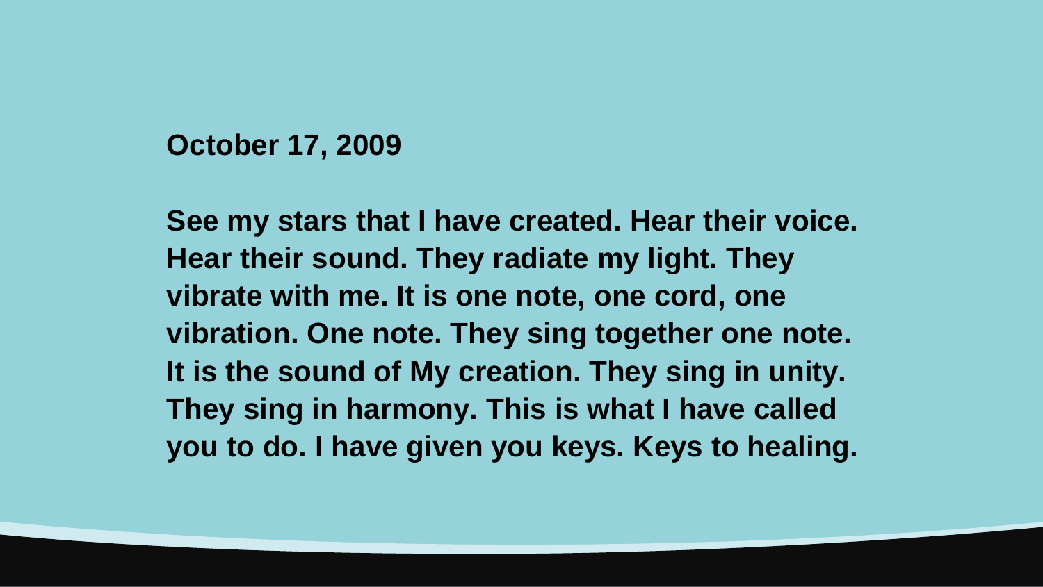**October 17, 2009**

**See my stars that I have created. Hear their voice. Hear their sound. They radiate my light. They vibrate with me. It is one note, one cord, one vibration. One note. They sing together one note. It is the sound of My creation. They sing in unity. They sing in harmony. This is what I have called you to do. I have given you keys. Keys to healing.**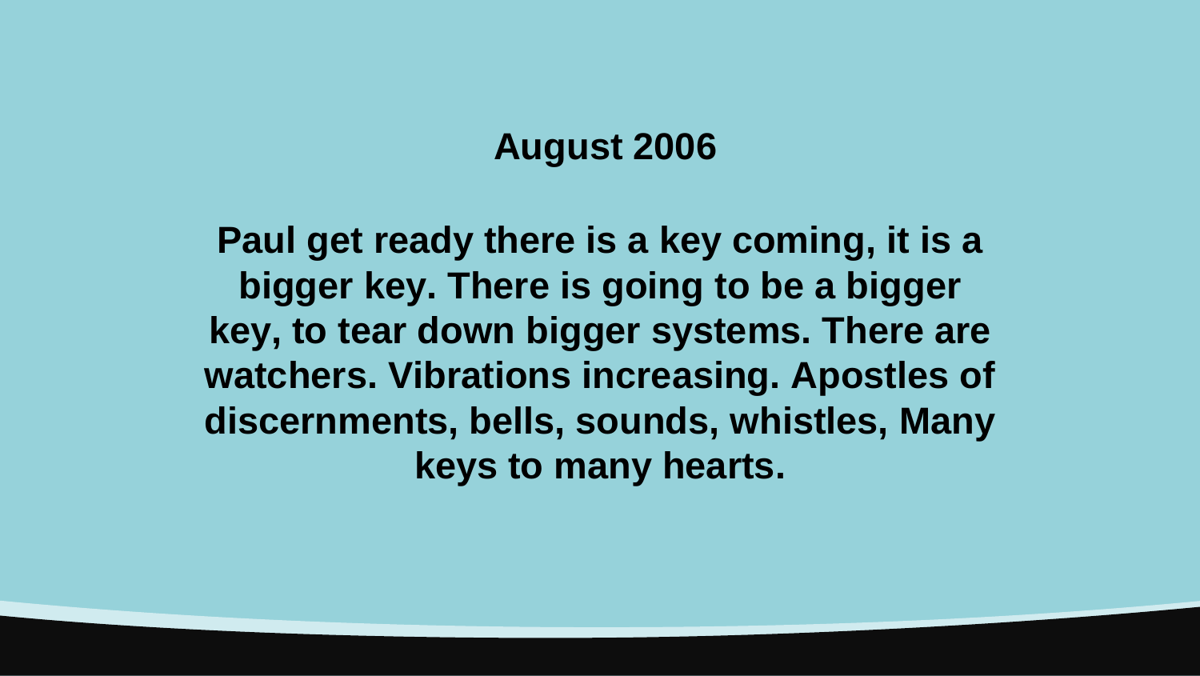**August 2006**

**Paul get ready there is a key coming, it is a bigger key. There is going to be a bigger key, to tear down bigger systems. There are watchers. Vibrations increasing. Apostles of discernments, bells, sounds, whistles, Many keys to many hearts.**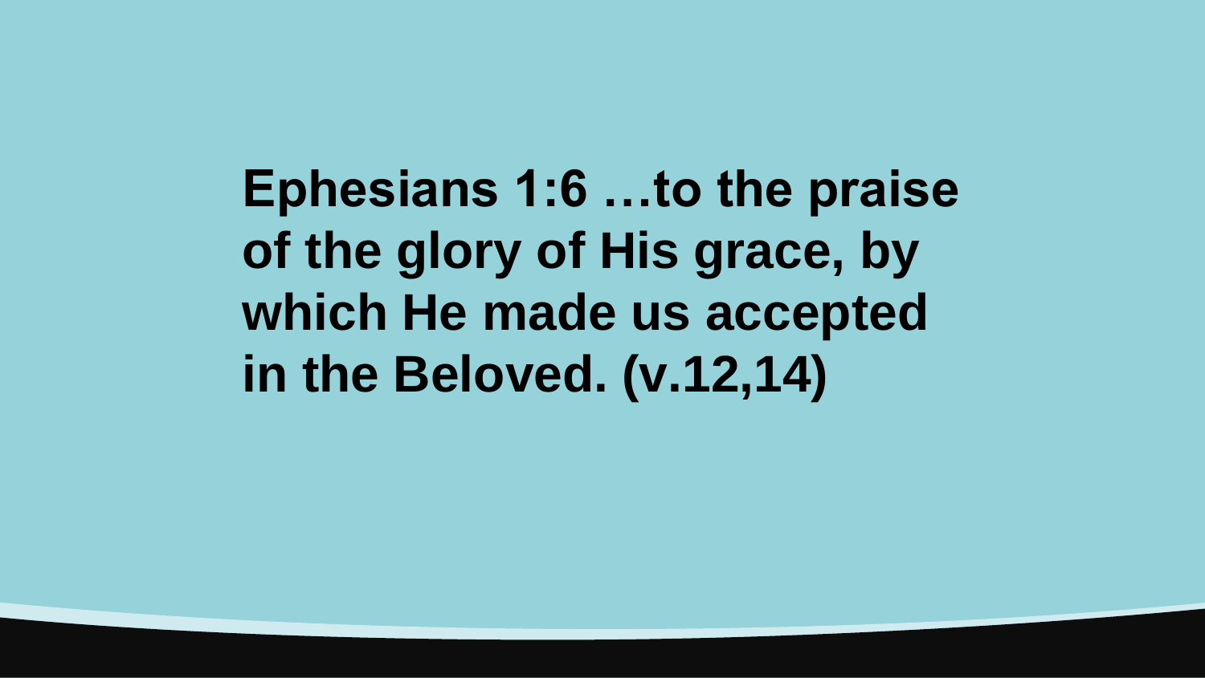**Ephesians 1:6 …to the praise of the glory of His grace, by which He made us accepted in the Beloved. (v.12,14)**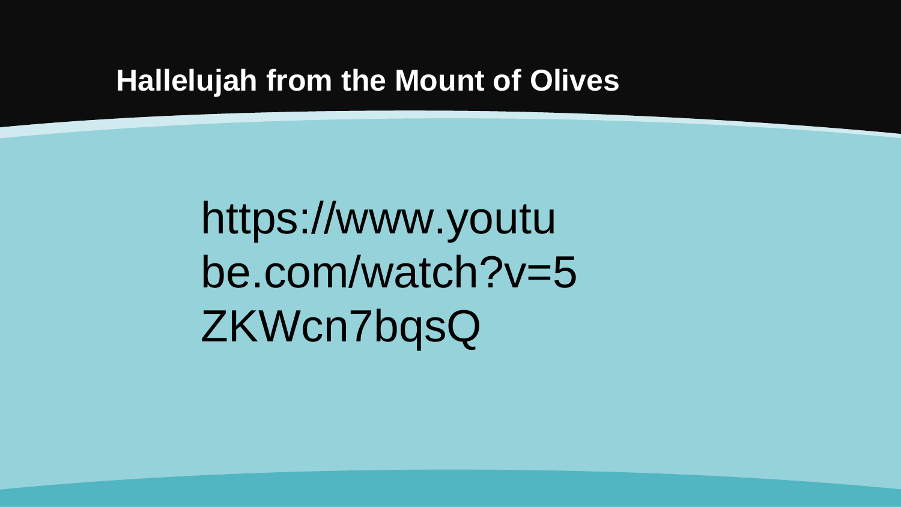# Hallelujah from the Mount of Olives

https://www.youtube.com/watch?v=5ZKWcn7bqsQ